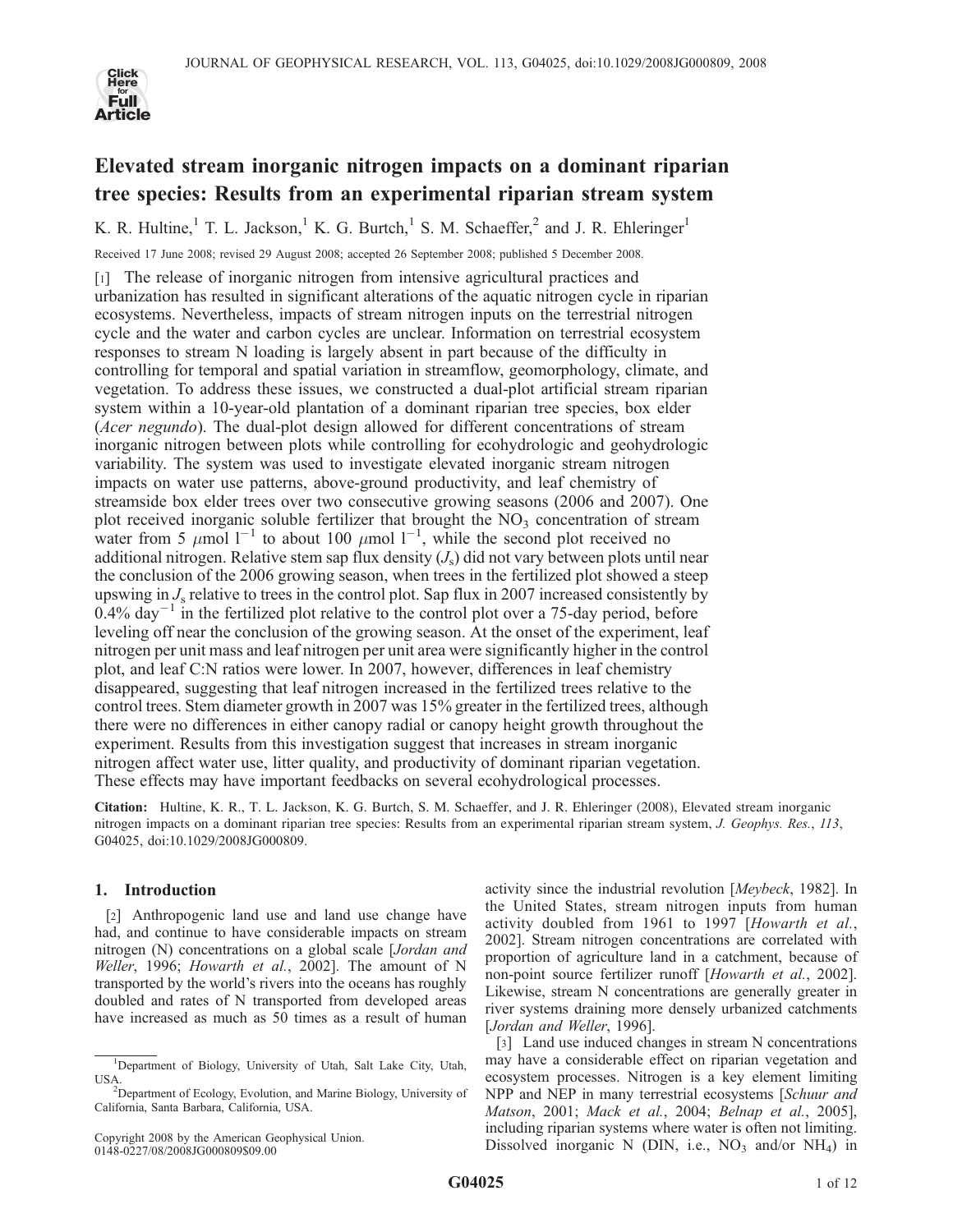# Elevated stream inorganic nitrogen impacts on a dominant riparian tree species: Results from an experimental riparian stream system

K. R. Hultine,[1] T. L. Jackson,[1] K. G. Burtch,[1] S. M. Schaeffer,[2] and J. R. Ehleringer[1]

Received 17 June 2008; revised 29 August 2008; accepted 26 September 2008; published 5 December 2008.

[1] The release of inorganic nitrogen from intensive agricultural practices and urbanization has resulted in significant alterations of the aquatic nitrogen cycle in riparian ecosystems. Nevertheless, impacts of stream nitrogen inputs on the terrestrial nitrogen cycle and the water and carbon cycles are unclear. Information on terrestrial ecosystem responses to stream N loading is largely absent in part because of the difficulty in controlling for temporal and spatial variation in streamflow, geomorphology, climate, and vegetation. To address these issues, we constructed a dual-plot artificial stream riparian system within a 10-year-old plantation of a dominant riparian tree species, box elder (*Acer negundo*). The dual-plot design allowed for different concentrations of stream inorganic nitrogen between plots while controlling for ecohydrologic and geohydrologic variability. The system was used to investigate elevated inorganic stream nitrogen impacts on water use patterns, above-ground productivity, and leaf chemistry of streamside box elder trees over two consecutive growing seasons (2006 and 2007). One plot received inorganic soluble fertilizer that brought the $NO_3$ concentration of stream water from 5 $\mu$mol $l^{-1}$ to about 100 $\mu$mol $l^{-1}$, while the second plot received no additional nitrogen. Relative stem sap flux density ($J_s$) did not vary between plots until near the conclusion of the 2006 growing season, when trees in the fertilized plot showed a steep upswing in $J_s$ relative to trees in the control plot. Sap flux in 2007 increased consistently by 0.4% $day^{-1}$ in the fertilized plot relative to the control plot over a 75-day period, before leveling off near the conclusion of the growing season. At the onset of the experiment, leaf nitrogen per unit mass and leaf nitrogen per unit area were significantly higher in the control plot, and leaf C:N ratios were lower. In 2007, however, differences in leaf chemistry disappeared, suggesting that leaf nitrogen increased in the fertilized trees relative to the control trees. Stem diameter growth in 2007 was 15% greater in the fertilized trees, although there were no differences in either canopy radial or canopy height growth throughout the experiment. Results from this investigation suggest that increases in stream inorganic nitrogen affect water use, litter quality, and productivity of dominant riparian vegetation. These effects may have important feedbacks on several ecohydrological processes.

**Citation:** Hultine, K. R., T. L. Jackson, K. G. Burtch, S. M. Schaeffer, and J. R. Ehleringer (2008), Elevated stream inorganic nitrogen impacts on a dominant riparian tree species: Results from an experimental riparian stream system, *J. Geophys. Res.*, *113*, G04025, doi:10.1029/2008JG000809.

## 1. Introduction

[2] Anthropogenic land use and land use change have had, and continue to have considerable impacts on stream nitrogen (N) concentrations on a global scale [*Jordan and Weller*, 1996; *Howarth et al.*, 2002]. The amount of N transported by the world's rivers into the oceans has roughly doubled and rates of N transported from developed areas have increased as much as 50 times as a result of human activity since the industrial revolution [*Meybeck*, 1982]. In the United States, stream nitrogen inputs from human activity doubled from 1961 to 1997 [*Howarth et al.*, 2002]. Stream nitrogen concentrations are correlated with proportion of agriculture land in a catchment, because of non-point source fertilizer runoff [*Howarth et al.*, 2002]. Likewise, stream N concentrations are generally greater in river systems draining more densely urbanized catchments [*Jordan and Weller*, 1996].

[3] Land use induced changes in stream N concentrations may have a considerable effect on riparian vegetation and ecosystem processes. Nitrogen is a key element limiting NPP and NEP in many terrestrial ecosystems [*Schuur and Matson*, 2001; *Mack et al.*, 2004; *Belnap et al.*, 2005], including riparian systems where water is often not limiting. Dissolved inorganic N (DIN, i.e., $NO_3$ and/or $NH_4$) in

---

[1] Department of Biology, University of Utah, Salt Lake City, Utah, USA.

[2] Department of Ecology, Evolution, and Marine Biology, University of California, Santa Barbara, California, USA.

Copyright 2008 by the American Geophysical Union.
0148-0227/08/2008JG000809$09.00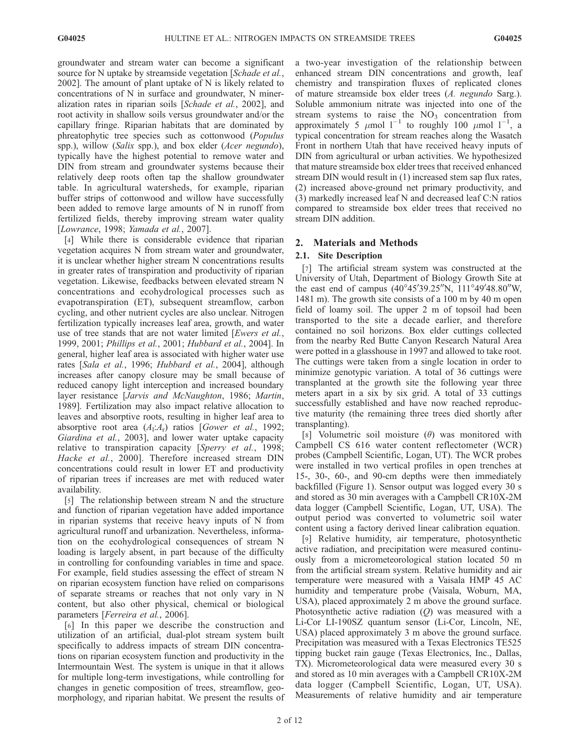groundwater and stream water can become a significant source for N uptake by streamside vegetation [*Schade et al.*, 2002]. The amount of plant uptake of N is likely related to concentrations of N in surface and groundwater, N mineralization rates in riparian soils [*Schade et al.*, 2002], and root activity in shallow soils versus groundwater and/or the capillary fringe. Riparian habitats that are dominated by phreatophytic tree species such as cottonwood (*Populus* spp.), willow (*Salix* spp.), and box elder (*Acer negundo*), typically have the highest potential to remove water and DIN from stream and groundwater systems because their relatively deep roots often tap the shallow groundwater table. In agricultural watersheds, for example, riparian buffer strips of cottonwood and willow have successfully been added to remove large amounts of N in runoff from fertilized fields, thereby improving stream water quality [*Lowrance*, 1998; *Yamada et al.*, 2007].

[4] While there is considerable evidence that riparian vegetation acquires N from stream water and groundwater, it is unclear whether higher stream N concentrations results in greater rates of transpiration and productivity of riparian vegetation. Likewise, feedbacks between elevated stream N concentrations and ecohydrological processes such as evapotranspiration (ET), subsequent streamflow, carbon cycling, and other nutrient cycles are also unclear. Nitrogen fertilization typically increases leaf area, growth, and water use of tree stands that are not water limited [*Ewers et al.*, 1999, 2001; *Phillips et al.*, 2001; *Hubbard et al.*, 2004]. In general, higher leaf area is associated with higher water use rates [*Sala et al.*, 1996; *Hubbard et al.*, 2004], although increases after canopy closure may be small because of reduced canopy light interception and increased boundary layer resistance [*Jarvis and McNaughton*, 1986; *Martin*, 1989]. Fertilization may also impact relative allocation to leaves and absorptive roots, resulting in higher leaf area to absorptive root area ($A_l$:$A_r$) ratios [*Gower et al.*, 1992; *Giardina et al.*, 2003], and lower water uptake capacity relative to transpiration capacity [*Sperry et al.*, 1998; *Hacke et al.*, 2000]. Therefore increased stream DIN concentrations could result in lower ET and productivity of riparian trees if increases are met with reduced water availability.

[5] The relationship between stream N and the structure and function of riparian vegetation have added importance in riparian systems that receive heavy inputs of N from agricultural runoff and urbanization. Nevertheless, information on the ecohydrological consequences of stream N loading is largely absent, in part because of the difficulty in controlling for confounding variables in time and space. For example, field studies assessing the effect of stream N on riparian ecosystem function have relied on comparisons of separate streams or reaches that not only vary in N content, but also other physical, chemical or biological parameters [*Ferreira et al.*, 2006].

[6] In this paper we describe the construction and utilization of an artificial, dual-plot stream system built specifically to address impacts of stream DIN concentrations on riparian ecosystem function and productivity in the Intermountain West. The system is unique in that it allows for multiple long-term investigations, while controlling for changes in genetic composition of trees, streamflow, geomorphology, and riparian habitat. We present the results of a two-year investigation of the relationship between enhanced stream DIN concentrations and growth, leaf chemistry and transpiration fluxes of replicated clones of mature streamside box elder trees (*A. negundo* Sarg.). Soluble ammonium nitrate was injected into one of the stream systems to raise the $NO_3$ concentration from approximately 5 $\mu$mol $l^{-1}$ to roughly 100 $\mu$mol $l^{-1}$, a typical concentration for stream reaches along the Wasatch Front in northern Utah that have received heavy inputs of DIN from agricultural or urban activities. We hypothesized that mature streamside box elder trees that received enhanced stream DIN would result in (1) increased stem sap flux rates, (2) increased above-ground net primary productivity, and (3) markedly increased leaf N and decreased leaf C:N ratios compared to streamside box elder trees that received no stream DIN addition.

## 2. Materials and Methods

### 2.1. Site Description

[7] The artificial stream system was constructed at the University of Utah, Department of Biology Growth Site at the east end of campus (40°45′39.25″N, 111°49′48.80″W, 1481 m). The growth site consists of a 100 m by 40 m open field of loamy soil. The upper 2 m of topsoil had been transported to the site a decade earlier, and therefore contained no soil horizons. Box elder cuttings collected from the nearby Red Butte Canyon Research Natural Area were potted in a glasshouse in 1997 and allowed to take root. The cuttings were taken from a single location in order to minimize genotypic variation. A total of 36 cuttings were transplanted at the growth site the following year three meters apart in a six by six grid. A total of 33 cuttings successfully established and have now reached reproductive maturity (the remaining three trees died shortly after transplanting).

[8] Volumetric soil moisture ($\theta$) was monitored with Campbell CS 616 water content reflectometer (WCR) probes (Campbell Scientific, Logan, UT). The WCR probes were installed in two vertical profiles in open trenches at 15-, 30-, 60-, and 90-cm depths were then immediately backfilled (Figure 1). Sensor output was logged every 30 s and stored as 30 min averages with a Campbell CR10X-2M data logger (Campbell Scientific, Logan, UT, USA). The output period was converted to volumetric soil water content using a factory derived linear calibration equation.

[9] Relative humidity, air temperature, photosynthetic active radiation, and precipitation were measured continuously from a micrometeorological station located 50 m from the artificial stream system. Relative humidity and air temperature were measured with a Vaisala HMP 45 AC humidity and temperature probe (Vaisala, Woburn, MA, USA), placed approximately 2 m above the ground surface. Photosynthetic active radiation ($Q$) was measured with a Li-Cor LI-190SZ quantum sensor (Li-Cor, Lincoln, NE, USA) placed approximately 3 m above the ground surface. Precipitation was measured with a Texas Electronics TE525 tipping bucket rain gauge (Texas Electronics, Inc., Dallas, TX). Micrometeorological data were measured every 30 s and stored as 10 min averages with a Campbell CR10X-2M data logger (Campbell Scientific, Logan, UT, USA). Measurements of relative humidity and air temperature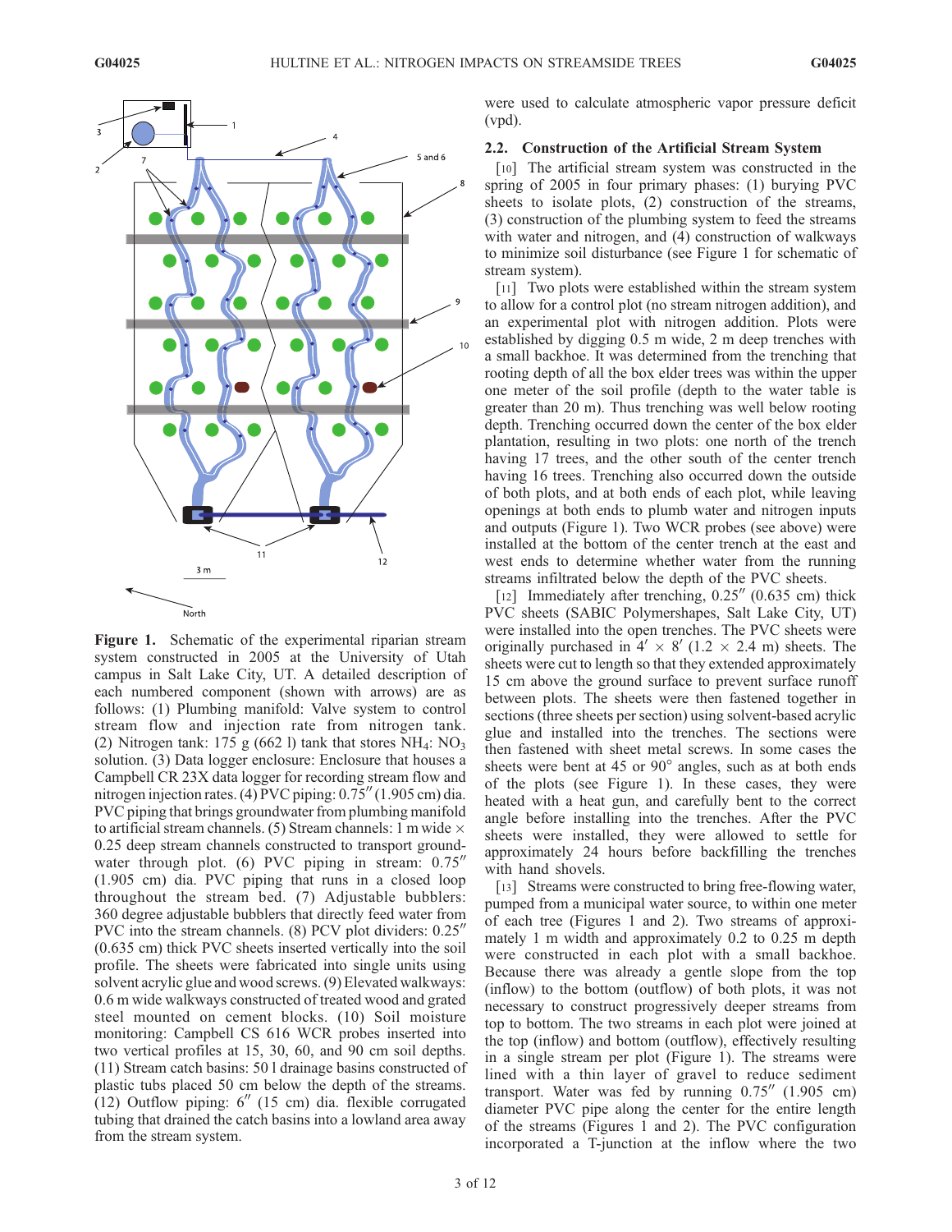**Figure 1.** Schematic of the experimental riparian stream system constructed in 2005 at the University of Utah campus in Salt Lake City, UT. A detailed description of each numbered component (shown with arrows) are as follows: (1) Plumbing manifold: Valve system to control stream flow and injection rate from nitrogen tank. (2) Nitrogen tank: 175 g (662 l) tank that stores $NH_4$: $NO_3$ solution. (3) Data logger enclosure: Enclosure that houses a Campbell CR 23X data logger for recording stream flow and nitrogen injection rates. (4) PVC piping: 0.75″ (1.905 cm) dia. PVC piping that brings groundwater from plumbing manifold to artificial stream channels. (5) Stream channels: 1 m wide × 0.25 deep stream channels constructed to transport groundwater through plot. (6) PVC piping in stream: 0.75″ (1.905 cm) dia. PVC piping that runs in a closed loop throughout the stream bed. (7) Adjustable bubblers: 360 degree adjustable bubblers that directly feed water from PVC into the stream channels. (8) PCV plot dividers: 0.25″ (0.635 cm) thick PVC sheets inserted vertically into the soil profile. The sheets were fabricated into single units using solvent acrylic glue and wood screws. (9) Elevated walkways: 0.6 m wide walkways constructed of treated wood and grated steel mounted on cement blocks. (10) Soil moisture monitoring: Campbell CS 616 WCR probes inserted into two vertical profiles at 15, 30, 60, and 90 cm soil depths. (11) Stream catch basins: 50 l drainage basins constructed of plastic tubs placed 50 cm below the depth of the streams. (12) Outflow piping: 6″ (15 cm) dia. flexible corrugated tubing that drained the catch basins into a lowland area away from the stream system.

were used to calculate atmospheric vapor pressure deficit (vpd).

## 2.2. Construction of the Artificial Stream System

[10] The artificial stream system was constructed in the spring of 2005 in four primary phases: (1) burying PVC sheets to isolate plots, (2) construction of the streams, (3) construction of the plumbing system to feed the streams with water and nitrogen, and (4) construction of walkways to minimize soil disturbance (see Figure 1 for schematic of stream system).

[11] Two plots were established within the stream system to allow for a control plot (no stream nitrogen addition), and an experimental plot with nitrogen addition. Plots were established by digging 0.5 m wide, 2 m deep trenches with a small backhoe. It was determined from the trenching that rooting depth of all the box elder trees was within the upper one meter of the soil profile (depth to the water table is greater than 20 m). Thus trenching was well below rooting depth. Trenching occurred down the center of the box elder plantation, resulting in two plots: one north of the trench having 17 trees, and the other south of the center trench having 16 trees. Trenching also occurred down the outside of both plots, and at both ends of each plot, while leaving openings at both ends to plumb water and nitrogen inputs and outputs (Figure 1). Two WCR probes (see above) were installed at the bottom of the center trench at the east and west ends to determine whether water from the running streams infiltrated below the depth of the PVC sheets.

[12] Immediately after trenching, 0.25″ (0.635 cm) thick PVC sheets (SABIC Polymershapes, Salt Lake City, UT) were installed into the open trenches. The PVC sheets were originally purchased in 4′ × 8′ (1.2 × 2.4 m) sheets. The sheets were cut to length so that they extended approximately 15 cm above the ground surface to prevent surface runoff between plots. The sheets were then fastened together in sections (three sheets per section) using solvent-based acrylic glue and installed into the trenches. The sections were then fastened with sheet metal screws. In some cases the sheets were bent at 45 or 90° angles, such as at both ends of the plots (see Figure 1). In these cases, they were heated with a heat gun, and carefully bent to the correct angle before installing into the trenches. After the PVC sheets were installed, they were allowed to settle for approximately 24 hours before backfilling the trenches with hand shovels.

[13] Streams were constructed to bring free-flowing water, pumped from a municipal water source, to within one meter of each tree (Figures 1 and 2). Two streams of approximately 1 m width and approximately 0.2 to 0.25 m depth were constructed in each plot with a small backhoe. Because there was already a gentle slope from the top (inflow) to the bottom (outflow) of both plots, it was not necessary to construct progressively deeper streams from top to bottom. The two streams in each plot were joined at the top (inflow) and bottom (outflow), effectively resulting in a single stream per plot (Figure 1). The streams were lined with a thin layer of gravel to reduce sediment transport. Water was fed by running 0.75″ (1.905 cm) diameter PVC pipe along the center for the entire length of the streams (Figures 1 and 2). The PVC configuration incorporated a T-junction at the inflow where the two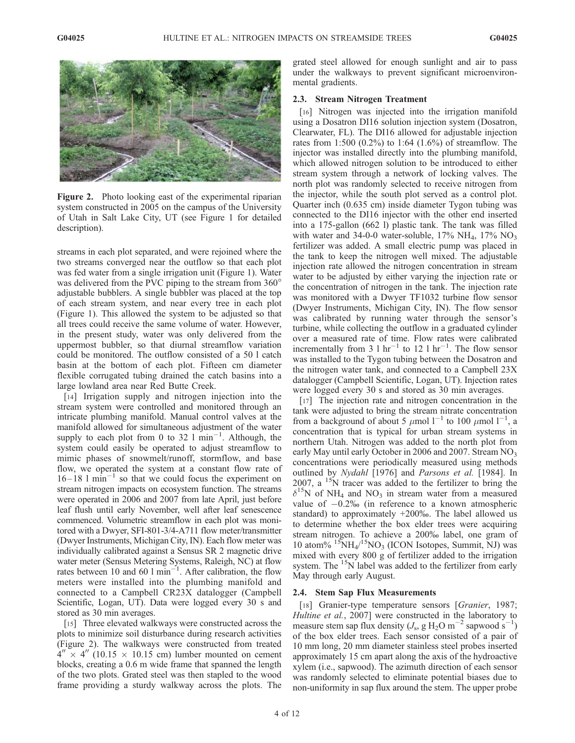Figure 2. Photo looking east of the experimental riparian system constructed in 2005 on the campus of the University of Utah in Salt Lake City, UT (see Figure 1 for detailed description).

streams in each plot separated, and were rejoined where the two streams converged near the outflow so that each plot was fed water from a single irrigation unit (Figure 1). Water was delivered from the PVC piping to the stream from 360° adjustable bubblers. A single bubbler was placed at the top of each stream system, and near every tree in each plot (Figure 1). This allowed the system to be adjusted so that all trees could receive the same volume of water. However, in the present study, water was only delivered from the uppermost bubbler, so that diurnal streamflow variation could be monitored. The outflow consisted of a 50 l catch basin at the bottom of each plot. Fifteen cm diameter flexible corrugated tubing drained the catch basins into a large lowland area near Red Butte Creek.

[14] Irrigation supply and nitrogen injection into the stream system were controlled and monitored through an intricate plumbing manifold. Manual control valves at the manifold allowed for simultaneous adjustment of the water supply to each plot from 0 to 32 l $min^{-1}$. Although, the system could easily be operated to adjust streamflow to mimic phases of snowmelt/runoff, stormflow, and base flow, we operated the system at a constant flow rate of 16–18 l $min^{-1}$ so that we could focus the experiment on stream nitrogen impacts on ecosystem function. The streams were operated in 2006 and 2007 from late April, just before leaf flush until early November, well after leaf senescence commenced. Volumetric streamflow in each plot was monitored with a Dwyer, SFI-801-3/4-A711 flow meter/transmitter (Dwyer Instruments, Michigan City, IN). Each flow meter was individually calibrated against a Sensus SR 2 magnetic drive water meter (Sensus Metering Systems, Raleigh, NC) at flow rates between 10 and 60 l $min^{-1}$. After calibration, the flow meters were installed into the plumbing manifold and connected to a Campbell CR23X datalogger (Campbell Scientific, Logan, UT). Data were logged every 30 s and stored as 30 min averages.

[15] Three elevated walkways were constructed across the plots to minimize soil disturbance during research activities (Figure 2). The walkways were constructed from treated 4″ × 4″ (10.15 × 10.15 cm) lumber mounted on cement blocks, creating a 0.6 m wide frame that spanned the length of the two plots. Grated steel was then stapled to the wood frame providing a sturdy walkway across the plots. The grated steel allowed for enough sunlight and air to pass under the walkways to prevent significant microenvironmental gradients.

### 2.3. Stream Nitrogen Treatment

[16] Nitrogen was injected into the irrigation manifold using a Dosatron DI16 solution injection system (Dosatron, Clearwater, FL). The DI16 allowed for adjustable injection rates from 1:500 (0.2%) to 1:64 (1.6%) of streamflow. The injector was installed directly into the plumbing manifold, which allowed nitrogen solution to be introduced to either stream system through a network of locking valves. The north plot was randomly selected to receive nitrogen from the injector, while the south plot served as a control plot. Quarter inch (0.635 cm) inside diameter Tygon tubing was connected to the DI16 injector with the other end inserted into a 175-gallon (662 l) plastic tank. The tank was filled with water and 34-0-0 water-soluble, 17% $NH_4$, 17% $NO_3$ fertilizer was added. A small electric pump was placed in the tank to keep the nitrogen well mixed. The adjustable injection rate allowed the nitrogen concentration in stream water to be adjusted by either varying the injection rate or the concentration of nitrogen in the tank. The injection rate was monitored with a Dwyer TF1032 turbine flow sensor (Dwyer Instruments, Michigan City, IN). The flow sensor was calibrated by running water through the sensor's turbine, while collecting the outflow in a graduated cylinder over a measured rate of time. Flow rates were calibrated incrementally from 3 l $hr^{-1}$ to 12 l $hr^{-1}$. The flow sensor was installed to the Tygon tubing between the Dosatron and the nitrogen water tank, and connected to a Campbell 23X datalogger (Campbell Scientific, Logan, UT). Injection rates were logged every 30 s and stored as 30 min averages.

[17] The injection rate and nitrogen concentration in the tank were adjusted to bring the stream nitrate concentration from a background of about 5 $\mu$mol $l^{-1}$ to 100 $\mu$mol $l^{-1}$, a concentration that is typical for urban stream systems in northern Utah. Nitrogen was added to the north plot from early May until early October in 2006 and 2007. Stream $NO_3$ concentrations were periodically measured using methods outlined by *Nydahl* [1976] and *Parsons et al.* [1984]. In 2007, a $^{15}N$ tracer was added to the fertilizer to bring the $\delta^{15}N$ of $NH_4$ and $NO_3$ in stream water from a measured value of −0.2‰ (in reference to a known atmospheric standard) to approximately +200‰. The label allowed us to determine whether the box elder trees were acquiring stream nitrogen. To achieve a 200‰ label, one gram of 10 atom% $^{15}NH_4/^{15}NO_3$ (ICON Isotopes, Summit, NJ) was mixed with every 800 g of fertilizer added to the irrigation system. The $^{15}N$ label was added to the fertilizer from early May through early August.

### 2.4. Stem Sap Flux Measurements

[18] Granier-type temperature sensors [*Granier*, 1987; *Hultine et al.*, 2007] were constructed in the laboratory to measure stem sap flux density ($J_s$, g $H_2O$ $m^{-2}$ sapwood $s^{-1}$) of the box elder trees. Each sensor consisted of a pair of 10 mm long, 20 mm diameter stainless steel probes inserted approximately 15 cm apart along the axis of the hydroactive xylem (i.e., sapwood). The azimuth direction of each sensor was randomly selected to eliminate potential biases due to non-uniformity in sap flux around the stem. The upper probe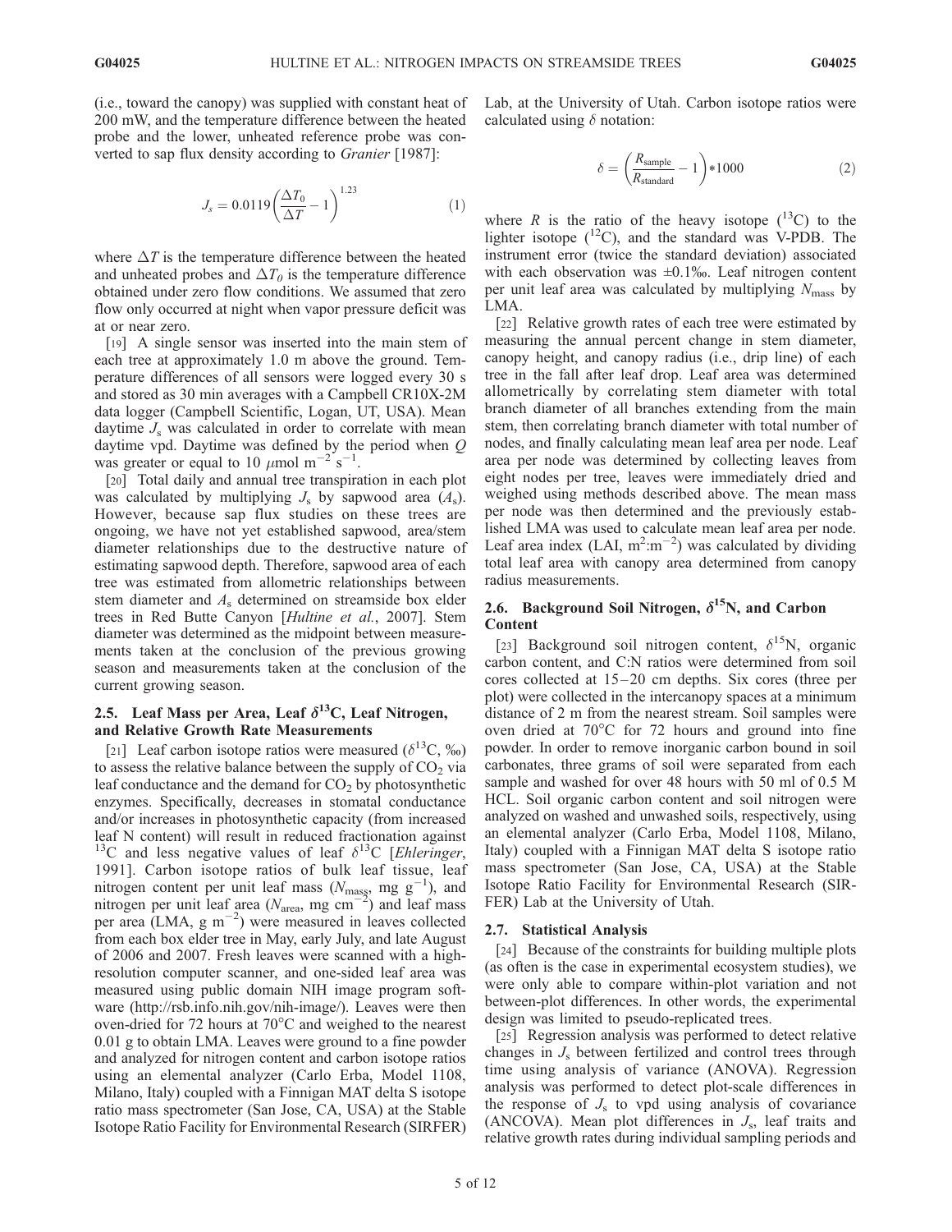(i.e., toward the canopy) was supplied with constant heat of 200 mW, and the temperature difference between the heated probe and the lower, unheated reference probe was converted to sap flux density according to *Granier* [1987]:

$$J_s = 0.0119\left(\frac{\Delta T_0}{\Delta T} - 1\right)^{1.23} \qquad (1)$$

where $\Delta T$ is the temperature difference between the heated and unheated probes and $\Delta T_0$ is the temperature difference obtained under zero flow conditions. We assumed that zero flow only occurred at night when vapor pressure deficit was at or near zero.

[19] A single sensor was inserted into the main stem of each tree at approximately 1.0 m above the ground. Temperature differences of all sensors were logged every 30 s and stored as 30 min averages with a Campbell CR10X-2M data logger (Campbell Scientific, Logan, UT, USA). Mean daytime $J_s$ was calculated in order to correlate with mean daytime vpd. Daytime was defined by the period when $Q$ was greater or equal to 10 $\mu$mol m$^{-2}$ s$^{-1}$.

[20] Total daily and annual tree transpiration in each plot was calculated by multiplying $J_s$ by sapwood area ($A_s$). However, because sap flux studies on these trees are ongoing, we have not yet established sapwood, area/stem diameter relationships due to the destructive nature of estimating sapwood depth. Therefore, sapwood area of each tree was estimated from allometric relationships between stem diameter and $A_s$ determined on streamside box elder trees in Red Butte Canyon [*Hultine et al.*, 2007]. Stem diameter was determined as the midpoint between measurements taken at the conclusion of the previous growing season and measurements taken at the conclusion of the current growing season.

## 2.5. Leaf Mass per Area, Leaf $\delta^{13}C$, Leaf Nitrogen, and Relative Growth Rate Measurements

[21] Leaf carbon isotope ratios were measured ($\delta^{13}C$, ‰) to assess the relative balance between the supply of $CO_2$ via leaf conductance and the demand for $CO_2$ by photosynthetic enzymes. Specifically, decreases in stomatal conductance and/or increases in photosynthetic capacity (from increased leaf N content) will result in reduced fractionation against $^{13}C$ and less negative values of leaf $\delta^{13}C$ [*Ehleringer*, 1991]. Carbon isotope ratios of bulk leaf tissue, leaf nitrogen content per unit leaf mass ($N_{mass}$, mg g$^{-1}$), and nitrogen per unit leaf area ($N_{area}$, mg cm$^{-2}$) and leaf mass per area (LMA, g m$^{-2}$) were measured in leaves collected from each box elder tree in May, early July, and late August of 2006 and 2007. Fresh leaves were scanned with a high-resolution computer scanner, and one-sided leaf area was measured using public domain NIH image program software (http://rsb.info.nih.gov/nih-image/). Leaves were then oven-dried for 72 hours at 70°C and weighed to the nearest 0.01 g to obtain LMA. Leaves were ground to a fine powder and analyzed for nitrogen content and carbon isotope ratios using an elemental analyzer (Carlo Erba, Model 1108, Milano, Italy) coupled with a Finnigan MAT delta S isotope ratio mass spectrometer (San Jose, CA, USA) at the Stable Isotope Ratio Facility for Environmental Research (SIRFER) Lab, at the University of Utah. Carbon isotope ratios were calculated using $\delta$ notation:

$$\delta = \left(\frac{R_{\mathrm{sample}}}{R_{\mathrm{standard}}} - 1\right) * 1000 \qquad (2)$$

where $R$ is the ratio of the heavy isotope ($^{13}C$) to the lighter isotope ($^{12}C$), and the standard was V-PDB. The instrument error (twice the standard deviation) associated with each observation was ±0.1‰. Leaf nitrogen content per unit leaf area was calculated by multiplying $N_{mass}$ by LMA.

[22] Relative growth rates of each tree were estimated by measuring the annual percent change in stem diameter, canopy height, and canopy radius (i.e., drip line) of each tree in the fall after leaf drop. Leaf area was determined allometrically by correlating stem diameter with total branch diameter of all branches extending from the main stem, then correlating branch diameter with total number of nodes, and finally calculating mean leaf area per node. Leaf area per node was determined by collecting leaves from eight nodes per tree, leaves were immediately dried and weighed using methods described above. The mean mass per node was then determined and the previously established LMA was used to calculate mean leaf area per node. Leaf area index (LAI, m$^2$:m$^{-2}$) was calculated by dividing total leaf area with canopy area determined from canopy radius measurements.

## 2.6. Background Soil Nitrogen, $\delta^{15}N$, and Carbon Content

[23] Background soil nitrogen content, $\delta^{15}N$, organic carbon content, and C:N ratios were determined from soil cores collected at 15–20 cm depths. Six cores (three per plot) were collected in the intercanopy spaces at a minimum distance of 2 m from the nearest stream. Soil samples were oven dried at 70°C for 72 hours and ground into fine powder. In order to remove inorganic carbon bound in soil carbonates, three grams of soil were separated from each sample and washed for over 48 hours with 50 ml of 0.5 M HCL. Soil organic carbon content and soil nitrogen were analyzed on washed and unwashed soils, respectively, using an elemental analyzer (Carlo Erba, Model 1108, Milano, Italy) coupled with a Finnigan MAT delta S isotope ratio mass spectrometer (San Jose, CA, USA) at the Stable Isotope Ratio Facility for Environmental Research (SIRFER) Lab at the University of Utah.

## 2.7. Statistical Analysis

[24] Because of the constraints for building multiple plots (as often is the case in experimental ecosystem studies), we were only able to compare within-plot variation and not between-plot differences. In other words, the experimental design was limited to pseudo-replicated trees.

[25] Regression analysis was performed to detect relative changes in $J_s$ between fertilized and control trees through time using analysis of variance (ANOVA). Regression analysis was performed to detect plot-scale differences in the response of $J_s$ to vpd using analysis of covariance (ANCOVA). Mean plot differences in $J_s$, leaf traits and relative growth rates during individual sampling periods and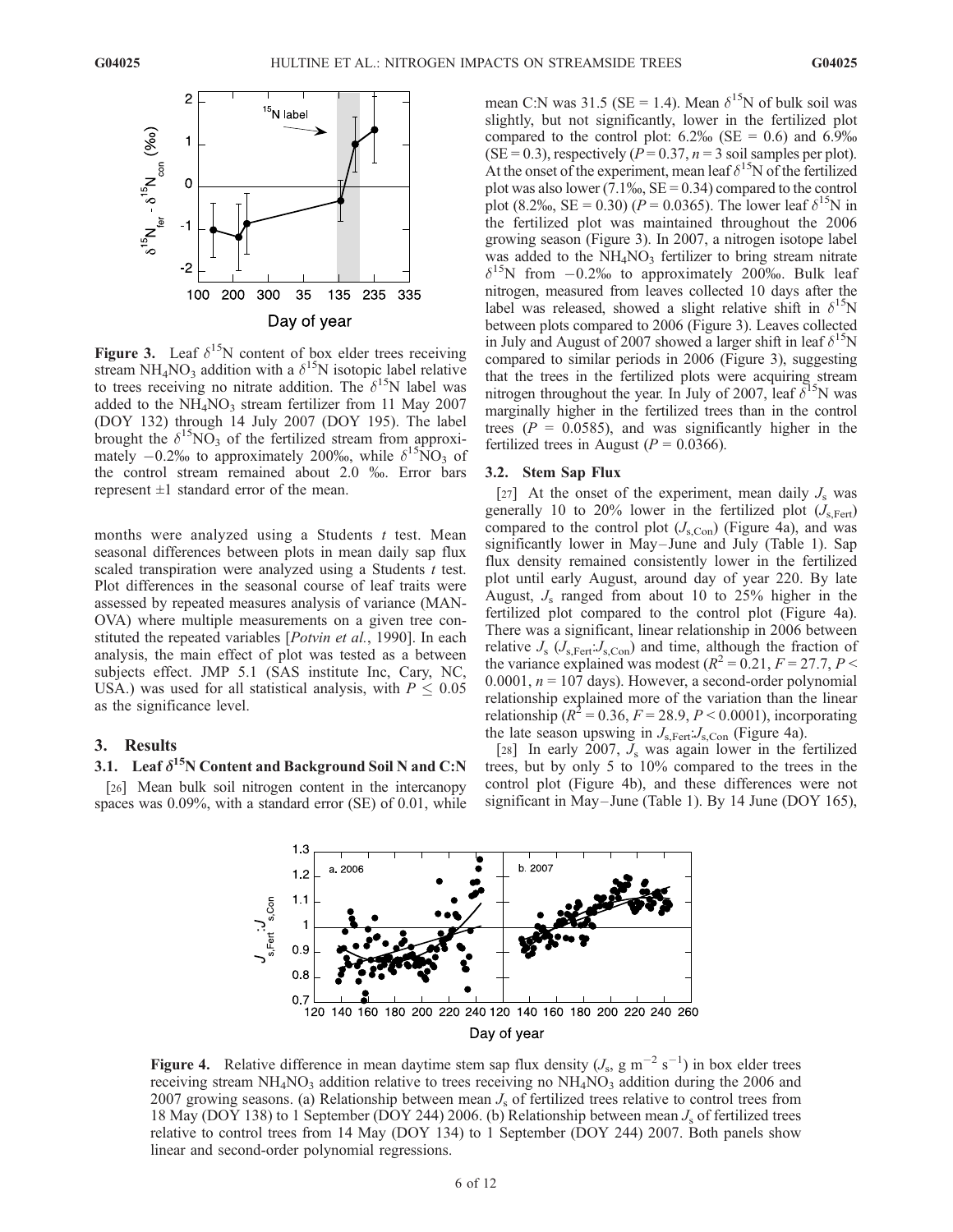**Figure 3.** Leaf $\delta^{15}N$ content of box elder trees receiving stream $NH_4NO_3$ addition with a $\delta^{15}N$ isotopic label relative to trees receiving no nitrate addition. The $\delta^{15}N$ label was added to the $NH_4NO_3$ stream fertilizer from 11 May 2007 (DOY 132) through 14 July 2007 (DOY 195). The label brought the $\delta^{15}NO_3$ of the fertilized stream from approximately −0.2‰ to approximately 200‰, while $\delta^{15}NO_3$ of the control stream remained about 2.0 ‰. Error bars represent ±1 standard error of the mean.

months were analyzed using a Students *t* test. Mean seasonal differences between plots in mean daily sap flux scaled transpiration were analyzed using a Students *t* test. Plot differences in the seasonal course of leaf traits were assessed by repeated measures analysis of variance (MANOVA) where multiple measurements on a given tree constituted the repeated variables [*Potvin et al.*, 1990]. In each analysis, the main effect of plot was tested as a between subjects effect. JMP 5.1 (SAS institute Inc, Cary, NC, USA.) was used for all statistical analysis, with $P \leq 0.05$ as the significance level.

## 3. Results

### 3.1. Leaf $\delta^{15}N$ Content and Background Soil N and C:N

[26] Mean bulk soil nitrogen content in the intercanopy spaces was 0.09%, with a standard error (SE) of 0.01, while mean C:N was 31.5 (SE = 1.4). Mean $\delta^{15}N$ of bulk soil was slightly, but not significantly, lower in the fertilized plot compared to the control plot: 6.2‰ (SE = 0.6) and 6.9‰ (SE = 0.3), respectively ($P = 0.37$, $n = 3$ soil samples per plot). At the onset of the experiment, mean leaf $\delta^{15}N$ of the fertilized plot was also lower (7.1‰, SE = 0.34) compared to the control plot (8.2‰, SE = 0.30) ($P = 0.0365$). The lower leaf $\delta^{15}N$ in the fertilized plot was maintained throughout the 2006 growing season (Figure 3). In 2007, a nitrogen isotope label was added to the $NH_4NO_3$ fertilizer to bring stream nitrate $\delta^{15}N$ from −0.2‰ to approximately 200‰. Bulk leaf nitrogen, measured from leaves collected 10 days after the label was released, showed a slight relative shift in $\delta^{15}N$ between plots compared to 2006 (Figure 3). Leaves collected in July and August of 2007 showed a larger shift in leaf $\delta^{15}N$ compared to similar periods in 2006 (Figure 3), suggesting that the trees in the fertilized plots were acquiring stream nitrogen throughout the year. In July of 2007, leaf $\delta^{15}N$ was marginally higher in the fertilized trees than in the control trees ($P = 0.0585$), and was significantly higher in the fertilized trees in August ($P = 0.0366$).

### 3.2. Stem Sap Flux

[27] At the onset of the experiment, mean daily $J_s$ was generally 10 to 20% lower in the fertilized plot ($J_{s,Fert}$) compared to the control plot ($J_{s,Con}$) (Figure 4a), and was significantly lower in May–June and July (Table 1). Sap flux density remained consistently lower in the fertilized plot until early August, around day of year 220. By late August, $J_s$ ranged from about 10 to 25% higher in the fertilized plot compared to the control plot (Figure 4a). There was a significant, linear relationship in 2006 between relative $J_s$ ($J_{s,Fert}$:$J_{s,Con}$) and time, although the fraction of the variance explained was modest ($R^2 = 0.21$, $F = 27.7$, $P < 0.0001$, $n = 107$ days). However, a second-order polynomial relationship explained more of the variation than the linear relationship ($R^2 = 0.36$, $F = 28.9$, $P < 0.0001$), incorporating the late season upswing in $J_{s,Fert}$:$J_{s,Con}$ (Figure 4a).

[28] In early 2007, $J_s$ was again lower in the fertilized trees, but by only 5 to 10% compared to the trees in the control plot (Figure 4b), and these differences were not significant in May–June (Table 1). By 14 June (DOY 165),

**Figure 4.** Relative difference in mean daytime stem sap flux density ($J_s$, g m$^{-2}$ s$^{-1}$) in box elder trees receiving stream $NH_4NO_3$ addition relative to trees receiving no $NH_4NO_3$ addition during the 2006 and 2007 growing seasons. (a) Relationship between mean $J_s$ of fertilized trees relative to control trees from 18 May (DOY 138) to 1 September (DOY 244) 2006. (b) Relationship between mean $J_s$ of fertilized trees relative to control trees from 14 May (DOY 134) to 1 September (DOY 244) 2007. Both panels show linear and second-order polynomial regressions.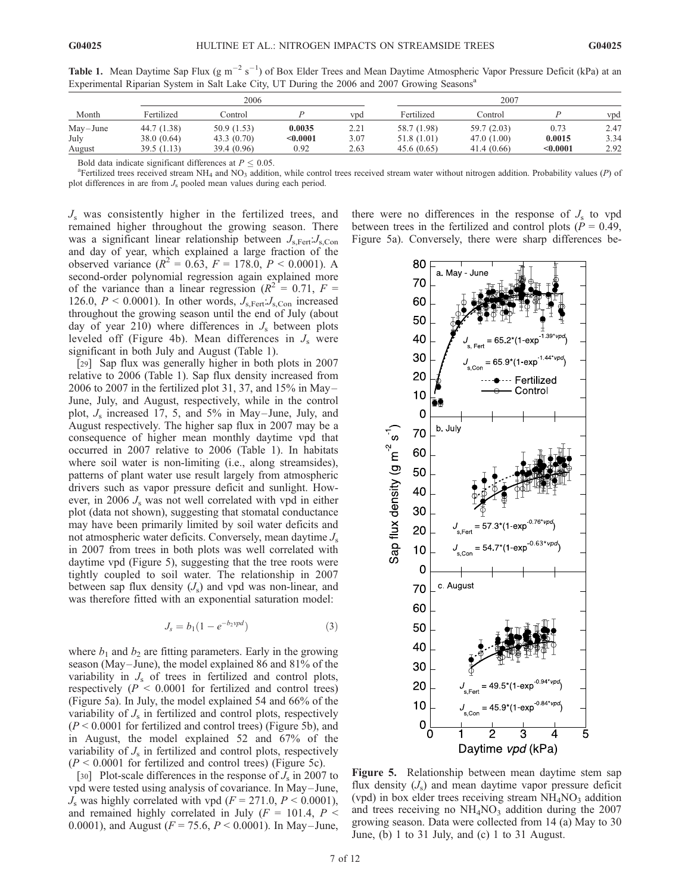**Table 1.** Mean Daytime Sap Flux (g m$^{-2}$ s$^{-1}$) of Box Elder Trees and Mean Daytime Atmospheric Vapor Pressure Deficit (kPa) at an Experimental Riparian System in Salt Lake City, UT During the 2006 and 2007 Growing Seasons[a]

| Month | 2006 | | | | 2007 | | | |
|---|---|---|---|---|---|---|---|---|
| | Fertilized | Control | *P* | vpd | Fertilized | Control | *P* | vpd |
| May–June | 44.7 (1.38) | 50.9 (1.53) | **0.0035** | 2.21 | 58.7 (1.98) | 59.7 (2.03) | 0.73 | 2.47 |
| July | 38.0 (0.64) | 43.3 (0.70) | **<0.0001** | 3.07 | 51.8 (1.01) | 47.0 (1.00) | **0.0015** | 3.34 |
| August | 39.5 (1.13) | 39.4 (0.96) | 0.92 | 2.63 | 45.6 (0.65) | 41.4 (0.66) | **<0.0001** | 2.92 |

Bold data indicate significant differences at $P \leq 0.05$.

[a]Fertilized trees received stream $NH_4$ and $NO_3$ addition, while control trees received stream water without nitrogen addition. Probability values (*P*) of plot differences in are from $J_s$ pooled mean values during each period.

$J_s$ was consistently higher in the fertilized trees, and remained higher throughout the growing season. There was a significant linear relationship between $J_{s,Fert}$:$J_{s,Con}$ and day of year, which explained a large fraction of the observed variance ($R^2 = 0.63$, $F = 178.0$, $P < 0.0001$). A second-order polynomial regression again explained more of the variance than a linear regression ($R^2 = 0.71$, $F = 126.0$, $P < 0.0001$). In other words, $J_{s,Fert}$:$J_{s,Con}$ increased throughout the growing season until the end of July (about day of year 210) where differences in $J_s$ between plots leveled off (Figure 4b). Mean differences in $J_s$ were significant in both July and August (Table 1).

[29] Sap flux was generally higher in both plots in 2007 relative to 2006 (Table 1). Sap flux density increased from 2006 to 2007 in the fertilized plot 31, 37, and 15% in May–June, July, and August, respectively, while in the control plot, $J_s$ increased 17, 5, and 5% in May–June, July, and August respectively. The higher sap flux in 2007 may be a consequence of higher mean monthly daytime vpd that occurred in 2007 relative to 2006 (Table 1). In habitats where soil water is non-limiting (i.e., along streamsides), patterns of plant water use result largely from atmospheric drivers such as vapor pressure deficit and sunlight. However, in 2006 $J_s$ was not well correlated with vpd in either plot (data not shown), suggesting that stomatal conductance may have been primarily limited by soil water deficits and not atmospheric water deficits. Conversely, mean daytime $J_s$ in 2007 from trees in both plots was well correlated with daytime vpd (Figure 5), suggesting that the tree roots were tightly coupled to soil water. The relationship in 2007 between sap flux density ($J_s$) and vpd was non-linear, and was therefore fitted with an exponential saturation model:

$$J_s = b_1(1 - e^{-b_2 vpd}) \tag{3}$$

where $b_1$ and $b_2$ are fitting parameters. Early in the growing season (May–June), the model explained 86 and 81% of the variability in $J_s$ of trees in fertilized and control plots, respectively ($P < 0.0001$ for fertilized and control trees) (Figure 5a). In July, the model explained 54 and 66% of the variability of $J_s$ in fertilized and control plots, respectively ($P < 0.0001$ for fertilized and control trees) (Figure 5b), and in August, the model explained 52 and 67% of the variability of $J_s$ in fertilized and control plots, respectively ($P < 0.0001$ for fertilized and control trees) (Figure 5c).

[30] Plot-scale differences in the response of $J_s$ in 2007 to vpd were tested using analysis of covariance. In May–June, $J_s$ was highly correlated with vpd ($F = 271.0$, $P < 0.0001$), and remained highly correlated in July ($F = 101.4$, $P < 0.0001$), and August ($F = 75.6$, $P < 0.0001$). In May–June, there were no differences in the response of $J_s$ to vpd between trees in the fertilized and control plots ($P = 0.49$, Figure 5a). Conversely, there were sharp differences be-

**Figure 5.** Relationship between mean daytime stem sap flux density ($J_s$) and mean daytime vapor pressure deficit (vpd) in box elder trees receiving stream $NH_4NO_3$ addition and trees receiving no $NH_4NO_3$ addition during the 2007 growing season. Data were collected from 14 (a) May to 30 June, (b) 1 to 31 July, and (c) 1 to 31 August.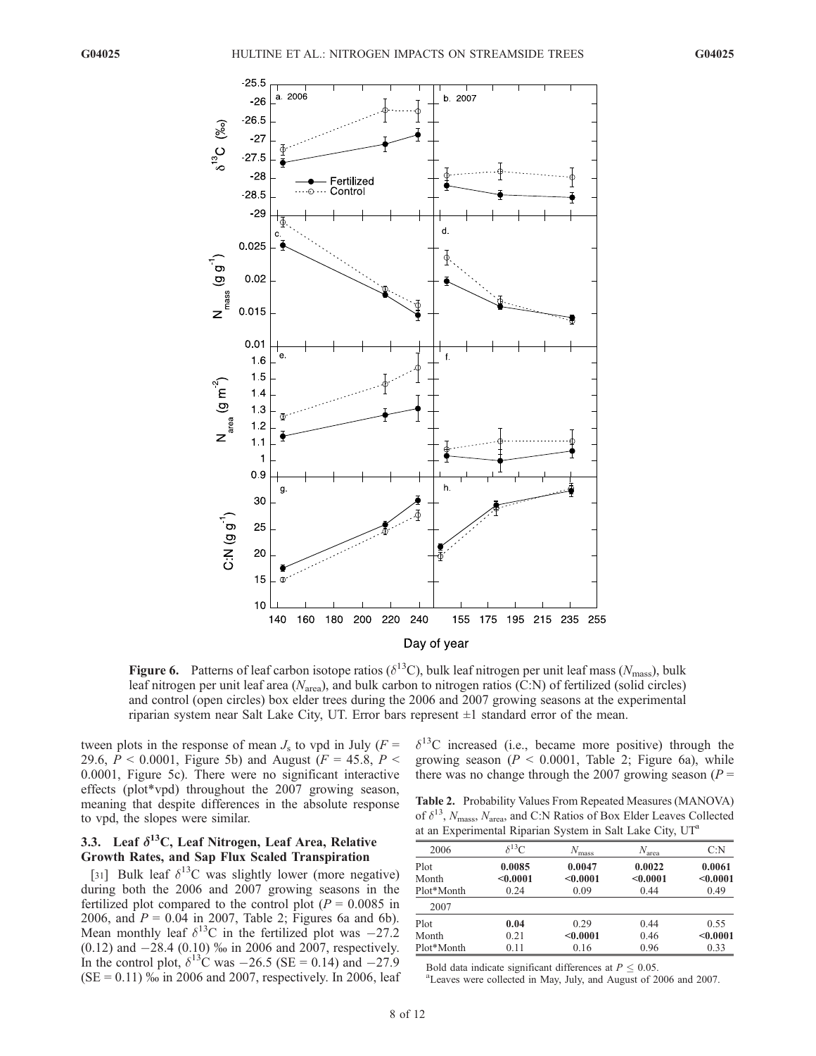**Figure 6.** Patterns of leaf carbon isotope ratios ($\delta^{13}C$), bulk leaf nitrogen per unit leaf mass ($N_{mass}$), bulk leaf nitrogen per unit leaf area ($N_{area}$), and bulk carbon to nitrogen ratios (C:N) of fertilized (solid circles) and control (open circles) box elder trees during the 2006 and 2007 growing seasons at the experimental riparian system near Salt Lake City, UT. Error bars represent ±1 standard error of the mean.

tween plots in the response of mean $J_s$ to vpd in July ($F$ = 29.6, $P$ < 0.0001, Figure 5b) and August ($F$ = 45.8, $P$ < 0.0001, Figure 5c). There were no significant interactive effects (plot*vpd) throughout the 2007 growing season, meaning that despite differences in the absolute response to vpd, the slopes were similar.

### 3.3. Leaf $\delta^{13}C$, Leaf Nitrogen, Leaf Area, Relative Growth Rates, and Sap Flux Scaled Transpiration

[31] Bulk leaf $\delta^{13}C$ was slightly lower (more negative) during both the 2006 and 2007 growing seasons in the fertilized plot compared to the control plot ($P$ = 0.0085 in 2006, and $P$ = 0.04 in 2007, Table 2; Figures 6a and 6b). Mean monthly leaf $\delta^{13}C$ in the fertilized plot was −27.2 (0.12) and −28.4 (0.10) ‰ in 2006 and 2007, respectively. In the control plot, $\delta^{13}C$ was −26.5 (SE = 0.14) and −27.9 (SE = 0.11) ‰ in 2006 and 2007, respectively. In 2006, leaf $\delta^{13}C$ increased (i.e., became more positive) through the growing season ($P$ < 0.0001, Table 2; Figure 6a), while there was no change through the 2007 growing season ($P$ =

**Table 2.** Probability Values From Repeated Measures (MANOVA) of $\delta^{13}$, $N_{mass}$, $N_{area}$, and C:N Ratios of Box Elder Leaves Collected at an Experimental Riparian System in Salt Lake City, UT[a]

| 2006 | $\delta^{13}C$ | $N_{mass}$ | $N_{area}$ | C:N |
|---|---|---|---|---|
| Plot | **0.0085** | **0.0047** | **0.0022** | **0.0061** |
| Month | **<0.0001** | **<0.0001** | **<0.0001** | **<0.0001** |
| Plot*Month | 0.24 | 0.09 | 0.44 | 0.49 |
| 2007 | | | | |
| Plot | **0.04** | 0.29 | 0.44 | 0.55 |
| Month | 0.21 | **<0.0001** | 0.46 | **<0.0001** |
| Plot*Month | 0.11 | 0.16 | 0.96 | 0.33 |

Bold data indicate significant differences at $P \leq 0.05$.

[a]Leaves were collected in May, July, and August of 2006 and 2007.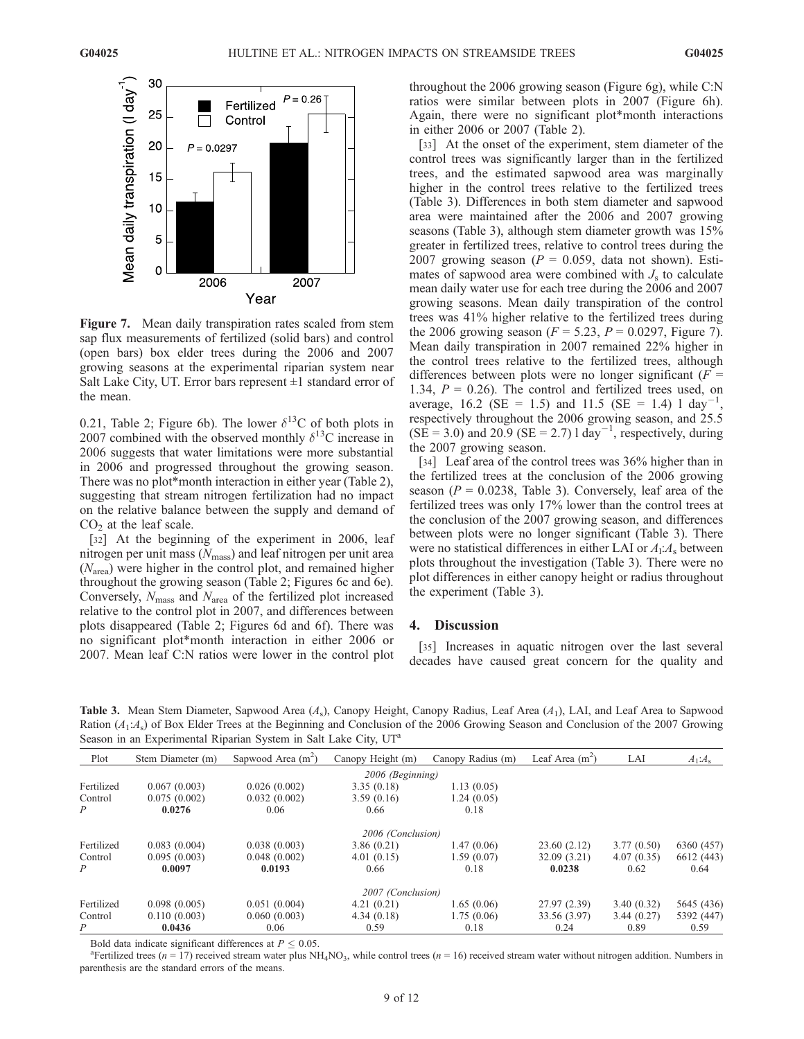**Figure 7.** Mean daily transpiration rates scaled from stem sap flux measurements of fertilized (solid bars) and control (open bars) box elder trees during the 2006 and 2007 growing seasons at the experimental riparian system near Salt Lake City, UT. Error bars represent ±1 standard error of the mean.

0.21, Table 2; Figure 6b). The lower $\delta^{13}C$ of both plots in 2007 combined with the observed monthly $\delta^{13}C$ increase in 2006 suggests that water limitations were more substantial in 2006 and progressed throughout the growing season. There was no plot*month interaction in either year (Table 2), suggesting that stream nitrogen fertilization had no impact on the relative balance between the supply and demand of $CO_2$ at the leaf scale.

[32] At the beginning of the experiment in 2006, leaf nitrogen per unit mass ($N_{mass}$) and leaf nitrogen per unit area ($N_{area}$) were higher in the control plot, and remained higher throughout the growing season (Table 2; Figures 6c and 6e). Conversely, $N_{mass}$ and $N_{area}$ of the fertilized plot increased relative to the control plot in 2007, and differences between plots disappeared (Table 2; Figures 6d and 6f). There was no significant plot*month interaction in either 2006 or 2007. Mean leaf C:N ratios were lower in the control plot throughout the 2006 growing season (Figure 6g), while C:N ratios were similar between plots in 2007 (Figure 6h). Again, there were no significant plot*month interactions in either 2006 or 2007 (Table 2).

[33] At the onset of the experiment, stem diameter of the control trees was significantly larger than in the fertilized trees, and the estimated sapwood area was marginally higher in the control trees relative to the fertilized trees (Table 3). Differences in both stem diameter and sapwood area were maintained after the 2006 and 2007 growing seasons (Table 3), although stem diameter growth was 15% greater in fertilized trees, relative to control trees during the 2007 growing season ($P$ = 0.059, data not shown). Estimates of sapwood area were combined with $J_s$ to calculate mean daily water use for each tree during the 2006 and 2007 growing seasons. Mean daily transpiration of the control trees was 41% higher relative to the fertilized trees during the 2006 growing season ($F$ = 5.23, $P$ = 0.0297, Figure 7). Mean daily transpiration in 2007 remained 22% higher in the control trees relative to the fertilized trees, although differences between plots were no longer significant ($F$ = 1.34, $P$ = 0.26). The control and fertilized trees used, on average, 16.2 (SE = 1.5) and 11.5 (SE = 1.4) l $day^{-1}$, respectively throughout the 2006 growing season, and 25.5 (SE = 3.0) and 20.9 (SE = 2.7) l $day^{-1}$, respectively, during the 2007 growing season.

[34] Leaf area of the control trees was 36% higher than in the fertilized trees at the conclusion of the 2006 growing season ($P$ = 0.0238, Table 3). Conversely, leaf area of the fertilized trees was only 17% lower than the control trees at the conclusion of the 2007 growing season, and differences between plots were no longer significant (Table 3). There were no statistical differences in either LAI or $A_l$:$A_s$ between plots throughout the investigation (Table 3). There were no plot differences in either canopy height or radius throughout the experiment (Table 3).

## 4. Discussion

[35] Increases in aquatic nitrogen over the last several decades have caused great concern for the quality and

**Table 3.** Mean Stem Diameter, Sapwood Area ($A_s$), Canopy Height, Canopy Radius, Leaf Area ($A_l$), LAI, and Leaf Area to Sapwood Ration ($A_l$:$A_s$) of Box Elder Trees at the Beginning and Conclusion of the 2006 Growing Season and Conclusion of the 2007 Growing Season in an Experimental Riparian System in Salt Lake City, UT[a]

| Plot | Stem Diameter (m) | Sapwood Area (m$^2$) | Canopy Height (m) | Canopy Radius (m) | Leaf Area (m$^2$) | LAI | $A_l$:$A_s$ |
|---|---|---|---|---|---|---|---|
| | | | *2006 (Beginning)* | | | | |
| Fertilized | 0.067 (0.003) | 0.026 (0.002) | 3.35 (0.18) | 1.13 (0.05) | | | |
| Control | 0.075 (0.002) | 0.032 (0.002) | 3.59 (0.16) | 1.24 (0.05) | | | |
| $P$ | **0.0276** | 0.06 | 0.66 | 0.18 | | | |
| | | | *2006 (Conclusion)* | | | | |
| Fertilized | 0.083 (0.004) | 0.038 (0.003) | 3.86 (0.21) | 1.47 (0.06) | 23.60 (2.12) | 3.77 (0.50) | 6360 (457) |
| Control | 0.095 (0.003) | 0.048 (0.002) | 4.01 (0.15) | 1.59 (0.07) | 32.09 (3.21) | 4.07 (0.35) | 6612 (443) |
| $P$ | **0.0097** | **0.0193** | 0.66 | 0.18 | **0.0238** | 0.62 | 0.64 |
| | | | *2007 (Conclusion)* | | | | |
| Fertilized | 0.098 (0.005) | 0.051 (0.004) | 4.21 (0.21) | 1.65 (0.06) | 27.97 (2.39) | 3.40 (0.32) | 5645 (436) |
| Control | 0.110 (0.003) | 0.060 (0.003) | 4.34 (0.18) | 1.75 (0.06) | 33.56 (3.97) | 3.44 (0.27) | 5392 (447) |
| $P$ | **0.0436** | 0.06 | 0.59 | 0.18 | 0.24 | 0.89 | 0.59 |

Bold data indicate significant differences at $P \leq 0.05$.

[a]Fertilized trees ($n$ = 17) received stream water plus $NH_4NO_3$, while control trees ($n$ = 16) received stream water without nitrogen addition. Numbers in parenthesis are the standard errors of the means.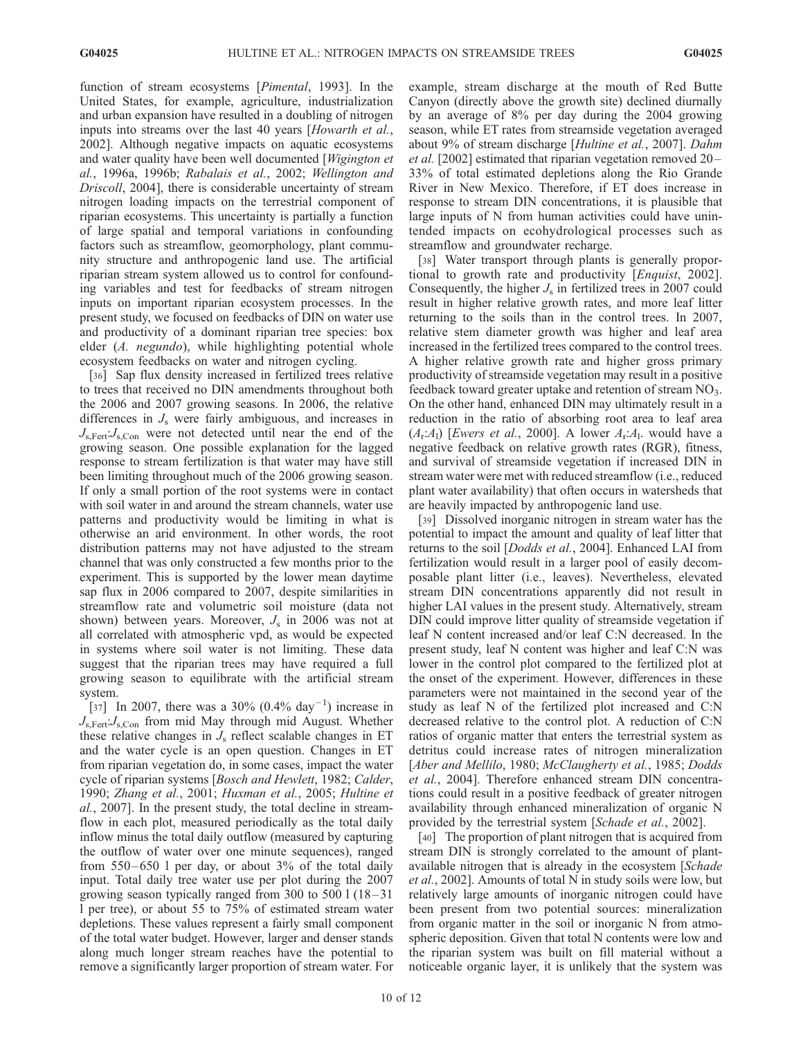function of stream ecosystems [*Pimental*, 1993]. In the United States, for example, agriculture, industrialization and urban expansion have resulted in a doubling of nitrogen inputs into streams over the last 40 years [*Howarth et al.*, 2002]. Although negative impacts on aquatic ecosystems and water quality have been well documented [*Wigington et al.*, 1996a, 1996b; *Rabalais et al.*, 2002; *Wellington and Driscoll*, 2004], there is considerable uncertainty of stream nitrogen loading impacts on the terrestrial component of riparian ecosystems. This uncertainty is partially a function of large spatial and temporal variations in confounding factors such as streamflow, geomorphology, plant community structure and anthropogenic land use. The artificial riparian stream system allowed us to control for confounding variables and test for feedbacks of stream nitrogen inputs on important riparian ecosystem processes. In the present study, we focused on feedbacks of DIN on water use and productivity of a dominant riparian tree species: box elder (*A. negundo*), while highlighting potential whole ecosystem feedbacks on water and nitrogen cycling.

[36] Sap flux density increased in fertilized trees relative to trees that received no DIN amendments throughout both the 2006 and 2007 growing seasons. In 2006, the relative differences in $J_s$ were fairly ambiguous, and increases in $J_{s,Fert}$:$J_{s,Con}$ were not detected until near the end of the growing season. One possible explanation for the lagged response to stream fertilization is that water may have still been limiting throughout much of the 2006 growing season. If only a small portion of the root systems were in contact with soil water in and around the stream channels, water use patterns and productivity would be limiting in what is otherwise an arid environment. In other words, the root distribution patterns may not have adjusted to the stream channel that was only constructed a few months prior to the experiment. This is supported by the lower mean daytime sap flux in 2006 compared to 2007, despite similarities in streamflow rate and volumetric soil moisture (data not shown) between years. Moreover, $J_s$ in 2006 was not at all correlated with atmospheric vpd, as would be expected in systems where soil water is not limiting. These data suggest that the riparian trees may have required a full growing season to equilibrate with the artificial stream system.

[37] In 2007, there was a 30% (0.4% day$^{-1}$) increase in $J_{s,Fert}$:$J_{s,Con}$ from mid May through mid August. Whether these relative changes in $J_s$ reflect scalable changes in ET and the water cycle is an open question. Changes in ET from riparian vegetation do, in some cases, impact the water cycle of riparian systems [*Bosch and Hewlett*, 1982; *Calder*, 1990; *Zhang et al.*, 2001; *Huxman et al.*, 2005; *Hultine et al.*, 2007]. In the present study, the total decline in streamflow in each plot, measured periodically as the total daily inflow minus the total daily outflow (measured by capturing the outflow of water over one minute sequences), ranged from 550–650 l per day, or about 3% of the total daily input. Total daily tree water use per plot during the 2007 growing season typically ranged from 300 to 500 l (18–31 l per tree), or about 55 to 75% of estimated stream water depletions. These values represent a fairly small component of the total water budget. However, larger and denser stands along much longer stream reaches have the potential to remove a significantly larger proportion of stream water. For example, stream discharge at the mouth of Red Butte Canyon (directly above the growth site) declined diurnally by an average of 8% per day during the 2004 growing season, while ET rates from streamside vegetation averaged about 9% of stream discharge [*Hultine et al.*, 2007]. *Dahm et al.* [2002] estimated that riparian vegetation removed 20–33% of total estimated depletions along the Rio Grande River in New Mexico. Therefore, if ET does increase in response to stream DIN concentrations, it is plausible that large inputs of N from human activities could have unintended impacts on ecohydrological processes such as streamflow and groundwater recharge.

[38] Water transport through plants is generally proportional to growth rate and productivity [*Enquist*, 2002]. Consequently, the higher $J_s$ in fertilized trees in 2007 could result in higher relative growth rates, and more leaf litter returning to the soils than in the control trees. In 2007, relative stem diameter growth was higher and leaf area increased in the fertilized trees compared to the control trees. A higher relative growth rate and higher gross primary productivity of streamside vegetation may result in a positive feedback toward greater uptake and retention of stream $NO_3$. On the other hand, enhanced DIN may ultimately result in a reduction in the ratio of absorbing root area to leaf area ($A_r$:$A_l$) [*Ewers et al.*, 2000]. A lower $A_r$:$A_l$ would have a negative feedback on relative growth rates (RGR), fitness, and survival of streamside vegetation if increased DIN in stream water were met with reduced streamflow (i.e., reduced plant water availability) that often occurs in watersheds that are heavily impacted by anthropogenic land use.

[39] Dissolved inorganic nitrogen in stream water has the potential to impact the amount and quality of leaf litter that returns to the soil [*Dodds et al.*, 2004]. Enhanced LAI from fertilization would result in a larger pool of easily decomposable plant litter (i.e., leaves). Nevertheless, elevated stream DIN concentrations apparently did not result in higher LAI values in the present study. Alternatively, stream DIN could improve litter quality of streamside vegetation if leaf N content increased and/or leaf C:N decreased. In the present study, leaf N content was higher and leaf C:N was lower in the control plot compared to the fertilized plot at the onset of the experiment. However, differences in these parameters were not maintained in the second year of the study as leaf N of the fertilized plot increased and C:N decreased relative to the control plot. A reduction of C:N ratios of organic matter that enters the terrestrial system as detritus could increase rates of nitrogen mineralization [*Aber and Mellilo*, 1980; *McClaugherty et al.*, 1985; *Dodds et al.*, 2004]. Therefore enhanced stream DIN concentrations could result in a positive feedback of greater nitrogen availability through enhanced mineralization of organic N provided by the terrestrial system [*Schade et al.*, 2002].

[40] The proportion of plant nitrogen that is acquired from stream DIN is strongly correlated to the amount of plant-available nitrogen that is already in the ecosystem [*Schade et al.*, 2002]. Amounts of total N in study soils were low, but relatively large amounts of inorganic nitrogen could have been present from two potential sources: mineralization from organic matter in the soil or inorganic N from atmospheric deposition. Given that total N contents were low and the riparian system was built on fill material without a noticeable organic layer, it is unlikely that the system was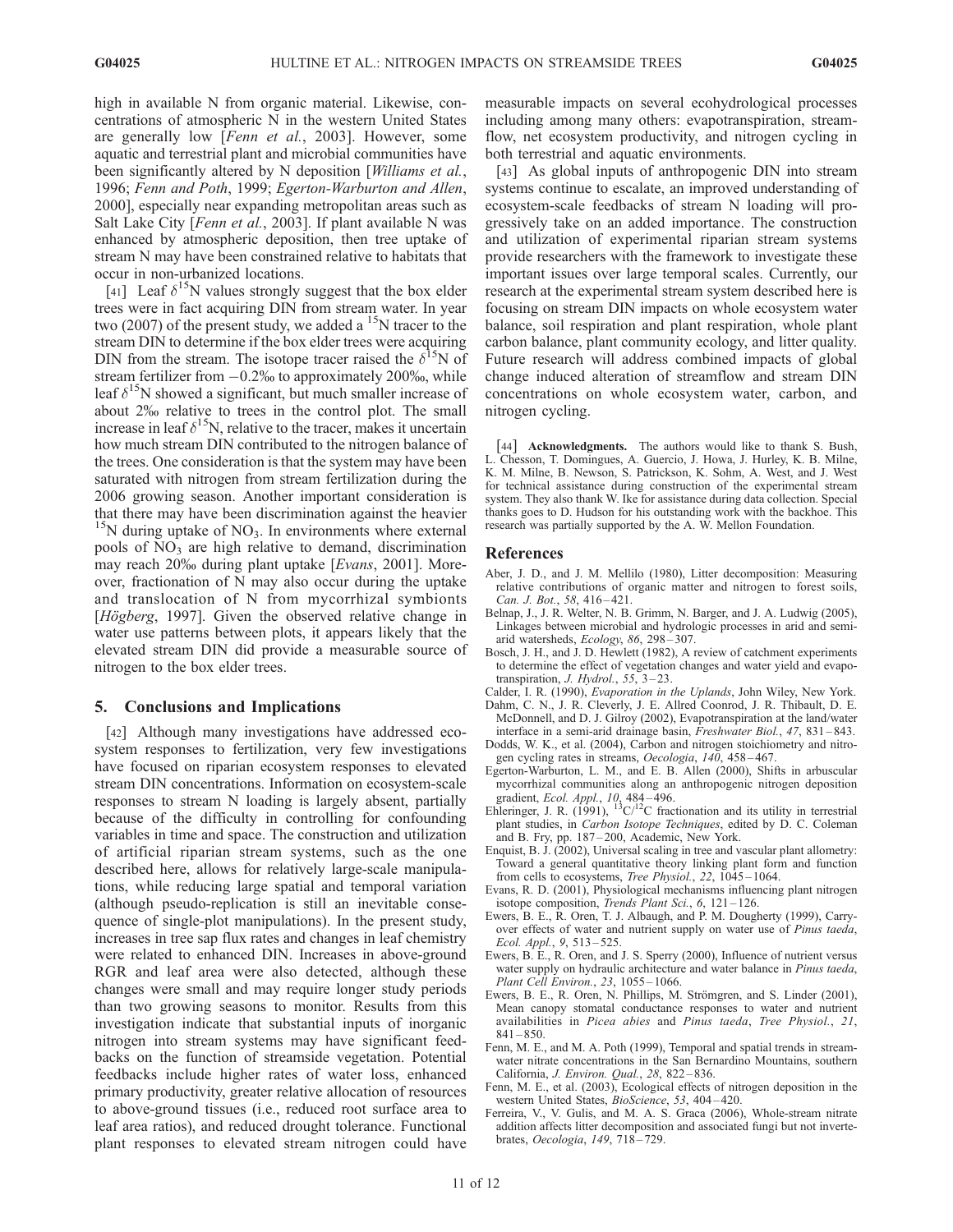high in available N from organic material. Likewise, concentrations of atmospheric N in the western United States are generally low [*Fenn et al.*, 2003]. However, some aquatic and terrestrial plant and microbial communities have been significantly altered by N deposition [*Williams et al.*, 1996; *Fenn and Poth*, 1999; *Egerton-Warburton and Allen*, 2000], especially near expanding metropolitan areas such as Salt Lake City [*Fenn et al.*, 2003]. If plant available N was enhanced by atmospheric deposition, then tree uptake of stream N may have been constrained relative to habitats that occur in non-urbanized locations.

[41] Leaf $\delta^{15}N$ values strongly suggest that the box elder trees were in fact acquiring DIN from stream water. In year two (2007) of the present study, we added a $^{15}N$ tracer to the stream DIN to determine if the box elder trees were acquiring DIN from the stream. The isotope tracer raised the $\delta^{15}N$ of stream fertilizer from −0.2‰ to approximately 200‰, while leaf $\delta^{15}N$ showed a significant, but much smaller increase of about 2‰ relative to trees in the control plot. The small increase in leaf $\delta^{15}N$, relative to the tracer, makes it uncertain how much stream DIN contributed to the nitrogen balance of the trees. One consideration is that the system may have been saturated with nitrogen from stream fertilization during the 2006 growing season. Another important consideration is that there may have been discrimination against the heavier $^{15}N$ during uptake of $NO_3$. In environments where external pools of $NO_3$ are high relative to demand, discrimination may reach 20‰ during plant uptake [*Evans*, 2001]. Moreover, fractionation of N may also occur during the uptake and translocation of N from mycorrhizal symbionts [*Högberg*, 1997]. Given the observed relative change in water use patterns between plots, it appears likely that the elevated stream DIN did provide a measurable source of nitrogen to the box elder trees.

## 5. Conclusions and Implications

[42] Although many investigations have addressed ecosystem responses to fertilization, very few investigations have focused on riparian ecosystem responses to elevated stream DIN concentrations. Information on ecosystem-scale responses to stream N loading is largely absent, partially because of the difficulty in controlling for confounding variables in time and space. The construction and utilization of artificial riparian stream systems, such as the one described here, allows for relatively large-scale manipulations, while reducing large spatial and temporal variation (although pseudo-replication is still an inevitable consequence of single-plot manipulations). In the present study, increases in tree sap flux rates and changes in leaf chemistry were related to enhanced DIN. Increases in above-ground RGR and leaf area were also detected, although these changes were small and may require longer study periods than two growing seasons to monitor. Results from this investigation indicate that substantial inputs of inorganic nitrogen into stream systems may have significant feedbacks on the function of streamside vegetation. Potential feedbacks include higher rates of water loss, enhanced primary productivity, greater relative allocation of resources to above-ground tissues (i.e., reduced root surface area to leaf area ratios), and reduced drought tolerance. Functional plant responses to elevated stream nitrogen could have measurable impacts on several ecohydrological processes including among many others: evapotranspiration, streamflow, net ecosystem productivity, and nitrogen cycling in both terrestrial and aquatic environments.

[43] As global inputs of anthropogenic DIN into stream systems continue to escalate, an improved understanding of ecosystem-scale feedbacks of stream N loading will progressively take on an added importance. The construction and utilization of experimental riparian stream systems provide researchers with the framework to investigate these important issues over large temporal scales. Currently, our research at the experimental stream system described here is focusing on stream DIN impacts on whole ecosystem water balance, soil respiration and plant respiration, whole plant carbon balance, plant community ecology, and litter quality. Future research will address combined impacts of global change induced alteration of streamflow and stream DIN concentrations on whole ecosystem water, carbon, and nitrogen cycling.

[44] **Acknowledgments.** The authors would like to thank S. Bush, L. Chesson, T. Domingues, A. Guercio, J. Howa, J. Hurley, K. B. Milne, K. M. Milne, B. Newson, S. Patrickson, K. Sohm, A. West, and J. West for technical assistance during construction of the experimental stream system. They also thank W. Ike for assistance during data collection. Special thanks goes to D. Hudson for his outstanding work with the backhoe. This research was partially supported by the A. W. Mellon Foundation.

## References

Aber, J. D., and J. M. Mellilo (1980), Litter decomposition: Measuring relative contributions of organic matter and nitrogen to forest soils, *Can. J. Bot.*, *58*, 416–421.

Belnap, J., J. R. Welter, N. B. Grimm, N. Barger, and J. A. Ludwig (2005), Linkages between microbial and hydrologic processes in arid and semiarid watersheds, *Ecology*, *86*, 298–307.

Bosch, J. H., and J. D. Hewlett (1982), A review of catchment experiments to determine the effect of vegetation changes and water yield and evapotranspiration, *J. Hydrol.*, *55*, 3–23.

Calder, I. R. (1990), *Evaporation in the Uplands*, John Wiley, New York.

Dahm, C. N., J. R. Cleverly, J. E. Allred Coonrod, J. R. Thibault, D. E. McDonnell, and D. J. Gilroy (2002), Evapotranspiration at the land/water interface in a semi-arid drainage basin, *Freshwater Biol.*, *47*, 831–843.

Dodds, W. K., et al. (2004), Carbon and nitrogen stoichiometry and nitrogen cycling rates in streams, *Oecologia*, *140*, 458–467.

Egerton-Warburton, L. M., and E. B. Allen (2000), Shifts in arbuscular mycorrhizal communities along an anthropogenic nitrogen deposition gradient, *Ecol. Appl.*, *10*, 484–496.

Ehleringer, J. R. (1991), $^{13}C/^{12}C$ fractionation and its utility in terrestrial plant studies, in *Carbon Isotope Techniques*, edited by D. C. Coleman and B. Fry, pp. 187–200, Academic, New York.

Enquist, B. J. (2002), Universal scaling in tree and vascular plant allometry: Toward a general quantitative theory linking plant form and function from cells to ecosystems, *Tree Physiol.*, *22*, 1045–1064.

Evans, R. D. (2001), Physiological mechanisms influencing plant nitrogen isotope composition, *Trends Plant Sci.*, *6*, 121–126.

Ewers, B. E., R. Oren, T. J. Albaugh, and P. M. Dougherty (1999), Carry-over effects of water and nutrient supply on water use of *Pinus taeda*, *Ecol. Appl.*, *9*, 513–525.

Ewers, B. E., R. Oren, and J. S. Sperry (2000), Influence of nutrient versus water supply on hydraulic architecture and water balance in *Pinus taeda*, *Plant Cell Environ.*, *23*, 1055–1066.

Ewers, B. E., R. Oren, N. Phillips, M. Strömgren, and S. Linder (2001), Mean canopy stomatal conductance responses to water and nutrient availabilities in *Picea abies* and *Pinus taeda*, *Tree Physiol.*, *21*, 841–850.

Fenn, M. E., and M. A. Poth (1999), Temporal and spatial trends in streamwater nitrate concentrations in the San Bernardino Mountains, southern California, *J. Environ. Qual.*, *28*, 822–836.

Fenn, M. E., et al. (2003), Ecological effects of nitrogen deposition in the western United States, *BioScience*, *53*, 404–420.

Ferreira, V., V. Gulis, and M. A. S. Graca (2006), Whole-stream nitrate addition affects litter decomposition and associated fungi but not invertebrates, *Oecologia*, *149*, 718–729.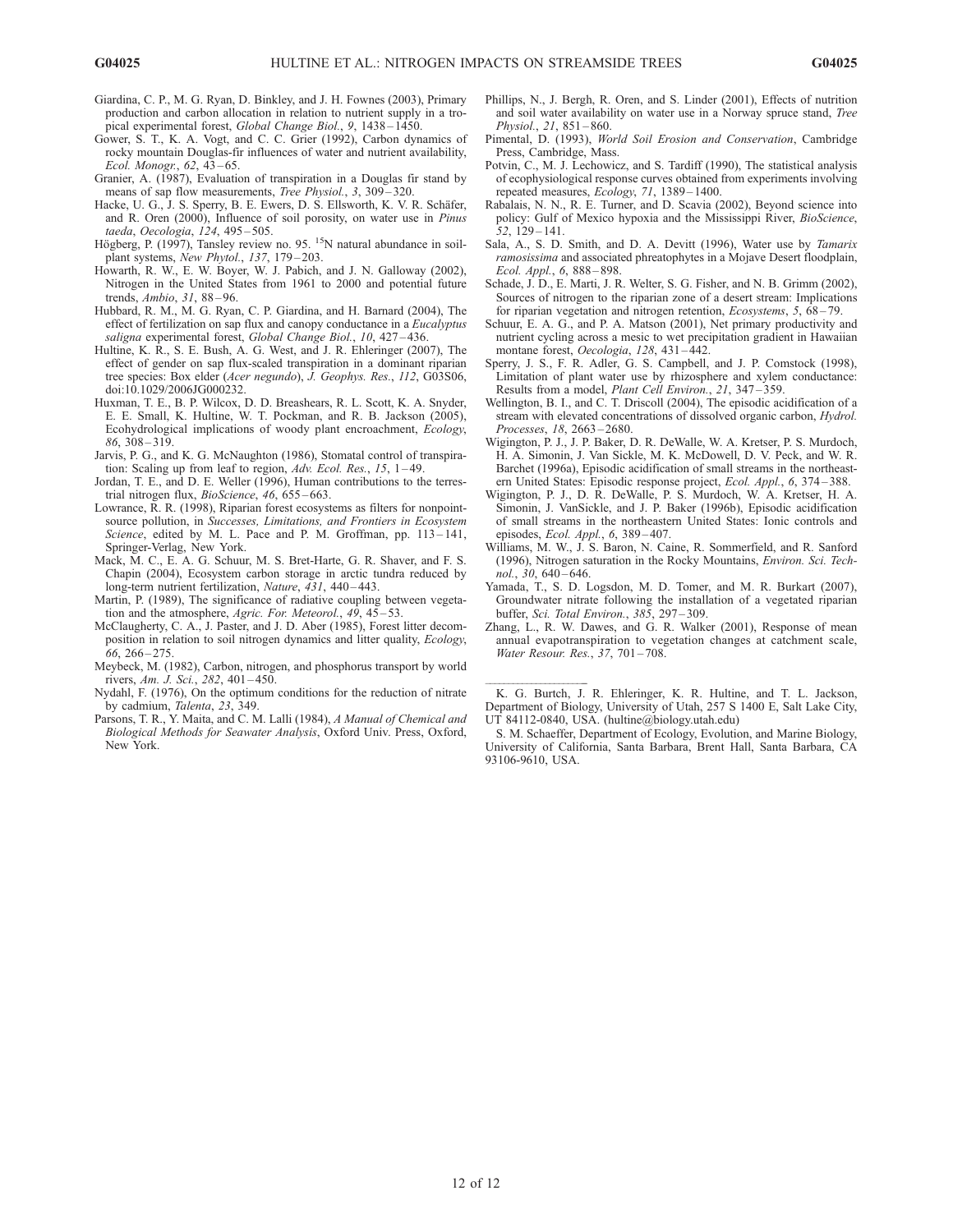Giardina, C. P., M. G. Ryan, D. Binkley, and J. H. Fownes (2003), Primary production and carbon allocation in relation to nutrient supply in a tropical experimental forest, *Global Change Biol.*, *9*, 1438–1450.

Gower, S. T., K. A. Vogt, and C. C. Grier (1992), Carbon dynamics of rocky mountain Douglas-fir influences of water and nutrient availability, *Ecol. Monogr.*, *62*, 43–65.

Granier, A. (1987), Evaluation of transpiration in a Douglas fir stand by means of sap flow measurements, *Tree Physiol.*, *3*, 309–320.

Hacke, U. G., J. S. Sperry, B. E. Ewers, D. S. Ellsworth, K. V. R. Schäfer, and R. Oren (2000), Influence of soil porosity, on water use in *Pinus taeda*, *Oecologia*, *124*, 495–505.

Högberg, P. (1997), Tansley review no. 95. $^{15}$N natural abundance in soil-plant systems, *New Phytol.*, *137*, 179–203.

Howarth, R. W., E. W. Boyer, W. J. Pabich, and J. N. Galloway (2002), Nitrogen in the United States from 1961 to 2000 and potential future trends, *Ambio*, *31*, 88–96.

Hubbard, R. M., M. G. Ryan, C. P. Giardina, and H. Barnard (2004), The effect of fertilization on sap flux and canopy conductance in a *Eucalyptus saligna* experimental forest, *Global Change Biol.*, *10*, 427–436.

Hultine, K. R., S. E. Bush, A. G. West, and J. R. Ehleringer (2007), The effect of gender on sap flux-scaled transpiration in a dominant riparian tree species: Box elder (*Acer negundo*), *J. Geophys. Res.*, *112*, G03S06, doi:10.1029/2006JG000232.

Huxman, T. E., B. P. Wilcox, D. D. Breashears, R. L. Scott, K. A. Snyder, E. E. Small, K. Hultine, W. T. Pockman, and R. B. Jackson (2005), Ecohydrological implications of woody plant encroachment, *Ecology*, *86*, 308–319.

Jarvis, P. G., and K. G. McNaughton (1986), Stomatal control of transpiration: Scaling up from leaf to region, *Adv. Ecol. Res.*, *15*, 1–49.

Jordan, T. E., and D. E. Weller (1996), Human contributions to the terrestrial nitrogen flux, *BioScience*, *46*, 655–663.

Lowrance, R. R. (1998), Riparian forest ecosystems as filters for nonpoint-source pollution, in *Successes, Limitations, and Frontiers in Ecosystem Science*, edited by M. L. Pace and P. M. Groffman, pp. 113–141, Springer-Verlag, New York.

Mack, M. C., E. A. G. Schuur, M. S. Bret-Harte, G. R. Shaver, and F. S. Chapin (2004), Ecosystem carbon storage in arctic tundra reduced by long-term nutrient fertilization, *Nature*, *431*, 440–443.

Martin, P. (1989), The significance of radiative coupling between vegetation and the atmosphere, *Agric. For. Meteorol.*, *49*, 45–53.

McClaugherty, C. A., J. Paster, and J. D. Aber (1985), Forest litter decomposition in relation to soil nitrogen dynamics and litter quality, *Ecology*, *66*, 266–275.

Meybeck, M. (1982), Carbon, nitrogen, and phosphorus transport by world rivers, *Am. J. Sci.*, *282*, 401–450.

Nydahl, F. (1976), On the optimum conditions for the reduction of nitrate by cadmium, *Talenta*, *23*, 349.

Parsons, T. R., Y. Maita, and C. M. Lalli (1984), *A Manual of Chemical and Biological Methods for Seawater Analysis*, Oxford Univ. Press, Oxford, New York.

Phillips, N., J. Bergh, R. Oren, and S. Linder (2001), Effects of nutrition and soil water availability on water use in a Norway spruce stand, *Tree Physiol.*, *21*, 851–860.

Pimental, D. (1993), *World Soil Erosion and Conservation*, Cambridge Press, Cambridge, Mass.

Potvin, C., M. J. Lechowicz, and S. Tardiff (1990), The statistical analysis of ecophysiological response curves obtained from experiments involving repeated measures, *Ecology*, *71*, 1389–1400.

Rabalais, N. N., R. E. Turner, and D. Scavia (2002), Beyond science into policy: Gulf of Mexico hypoxia and the Mississippi River, *BioScience*, *52*, 129–141.

Sala, A., S. D. Smith, and D. A. Devitt (1996), Water use by *Tamarix ramosissima* and associated phreatophytes in a Mojave Desert floodplain, *Ecol. Appl.*, *6*, 888–898.

Schade, J. D., E. Marti, J. R. Welter, S. G. Fisher, and N. B. Grimm (2002), Sources of nitrogen to the riparian zone of a desert stream: Implications for riparian vegetation and nitrogen retention, *Ecosystems*, *5*, 68–79.

Schuur, E. A. G., and P. A. Matson (2001), Net primary productivity and nutrient cycling across a mesic to wet precipitation gradient in Hawaiian montane forest, *Oecologia*, *128*, 431–442.

Sperry, J. S., F. R. Adler, G. S. Campbell, and J. P. Comstock (1998), Limitation of plant water use by rhizosphere and xylem conductance: Results from a model, *Plant Cell Environ.*, *21*, 347–359.

Wellington, B. I., and C. T. Driscoll (2004), The episodic acidification of a stream with elevated concentrations of dissolved organic carbon, *Hydrol. Processes*, *18*, 2663–2680.

Wigington, P. J., J. P. Baker, D. R. DeWalle, W. A. Kretser, P. S. Murdoch, H. A. Simonin, J. Van Sickle, M. K. McDowell, D. V. Peck, and W. R. Barchet (1996a), Episodic acidification of small streams in the northeastern United States: Episodic response project, *Ecol. Appl.*, *6*, 374–388.

Wigington, P. J., D. R. DeWalle, P. S. Murdoch, W. A. Kretser, H. A. Simonin, J. VanSickle, and J. P. Baker (1996b), Episodic acidification of small streams in the northeastern United States: Ionic controls and episodes, *Ecol. Appl.*, *6*, 389–407.

Williams, M. W., J. S. Baron, N. Caine, R. Sommerfield, and R. Sanford (1996), Nitrogen saturation in the Rocky Mountains, *Environ. Sci. Technol.*, *30*, 640–646.

Yamada, T., S. D. Logsdon, M. D. Tomer, and M. R. Burkart (2007), Groundwater nitrate following the installation of a vegetated riparian buffer, *Sci. Total Environ.*, *385*, 297–309.

Zhang, L., R. W. Dawes, and G. R. Walker (2001), Response of mean annual evapotranspiration to vegetation changes at catchment scale, *Water Resour. Res.*, *37*, 701–708.

---

K. G. Burtch, J. R. Ehleringer, K. R. Hultine, and T. L. Jackson, Department of Biology, University of Utah, 257 S 1400 E, Salt Lake City, UT 84112-0840, USA. (hultine@biology.utah.edu)

S. M. Schaeffer, Department of Ecology, Evolution, and Marine Biology, University of California, Santa Barbara, Brent Hall, Santa Barbara, CA 93106-9610, USA.